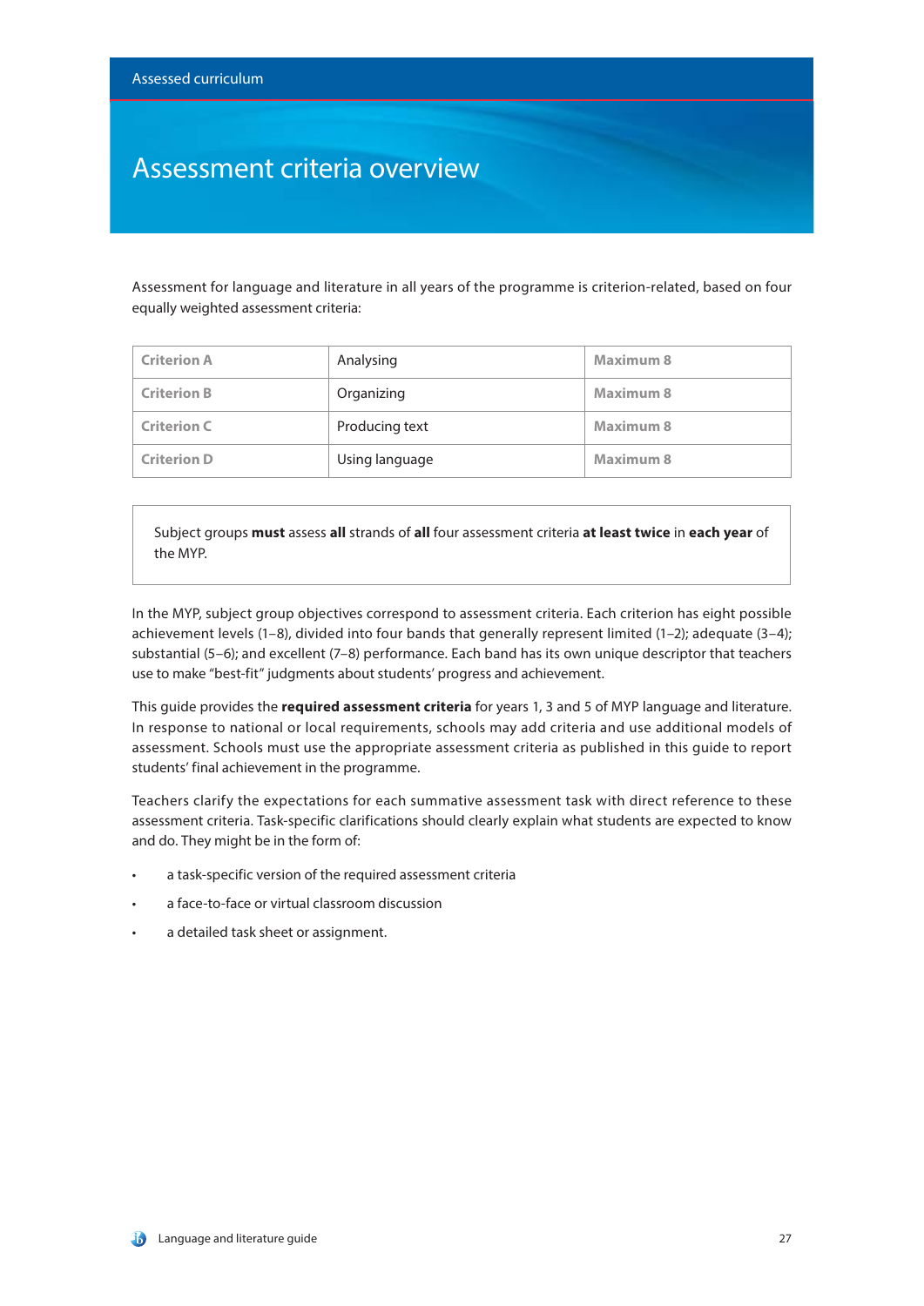# Assessment criteria overview

Assessment for language and literature in all years of the programme is criterion-related, based on four equally weighted assessment criteria:

| Criterion A | Analysing | Maximum 8 |
|---|---|---|
| Criterion B | Organizing | Maximum 8 |
| Criterion C | Producing text | Maximum 8 |
| Criterion D | Using language | Maximum 8 |

> Subject groups **must** assess **all** strands of **all** four assessment criteria **at least twice** in **each year** of the MYP.

In the MYP, subject group objectives correspond to assessment criteria. Each criterion has eight possible achievement levels (1–8), divided into four bands that generally represent limited (1–2); adequate (3–4); substantial (5–6); and excellent (7–8) performance. Each band has its own unique descriptor that teachers use to make "best-fit" judgments about students' progress and achievement.

This guide provides the **required assessment criteria** for years 1, 3 and 5 of MYP language and literature. In response to national or local requirements, schools may add criteria and use additional models of assessment. Schools must use the appropriate assessment criteria as published in this guide to report students' final achievement in the programme.

Teachers clarify the expectations for each summative assessment task with direct reference to these assessment criteria. Task-specific clarifications should clearly explain what students are expected to know and do. They might be in the form of:

- a task-specific version of the required assessment criteria
- a face-to-face or virtual classroom discussion
- a detailed task sheet or assignment.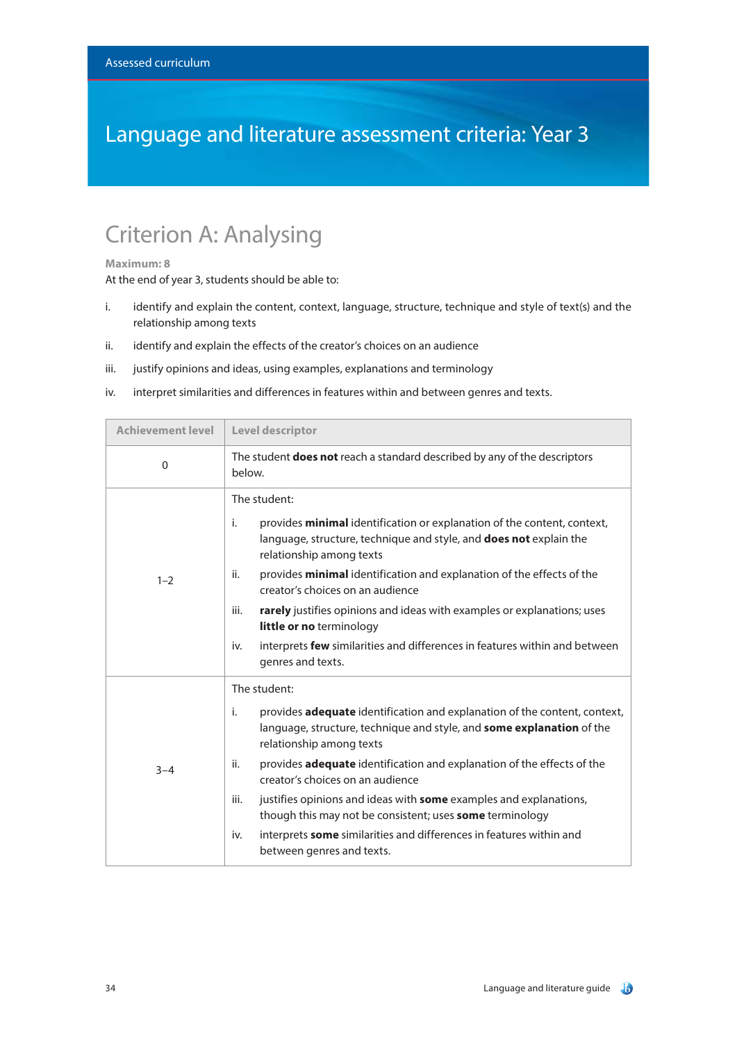# Language and literature assessment criteria: Year 3

## Criterion A: Analysing

**Maximum: 8**

At the end of year 3, students should be able to:

i. identify and explain the content, context, language, structure, technique and style of text(s) and the relationship among texts

ii. identify and explain the effects of the creator's choices on an audience

iii. justify opinions and ideas, using examples, explanations and terminology

iv. interpret similarities and differences in features within and between genres and texts.

| Achievement level | Level descriptor |
|---|---|
| 0 | The student **does not** reach a standard described by any of the descriptors below. |
| 1–2 | The student:<br>i. provides **minimal** identification or explanation of the content, context, language, structure, technique and style, and **does not** explain the relationship among texts<br>ii. provides **minimal** identification and explanation of the effects of the creator's choices on an audience<br>iii. **rarely** justifies opinions and ideas with examples or explanations; uses **little or no** terminology<br>iv. interprets **few** similarities and differences in features within and between genres and texts. |
| 3–4 | The student:<br>i. provides **adequate** identification and explanation of the content, context, language, structure, technique and style, and **some explanation** of the relationship among texts<br>ii. provides **adequate** identification and explanation of the effects of the creator's choices on an audience<br>iii. justifies opinions and ideas with **some** examples and explanations, though this may not be consistent; uses **some** terminology<br>iv. interprets **some** similarities and differences in features within and between genres and texts. |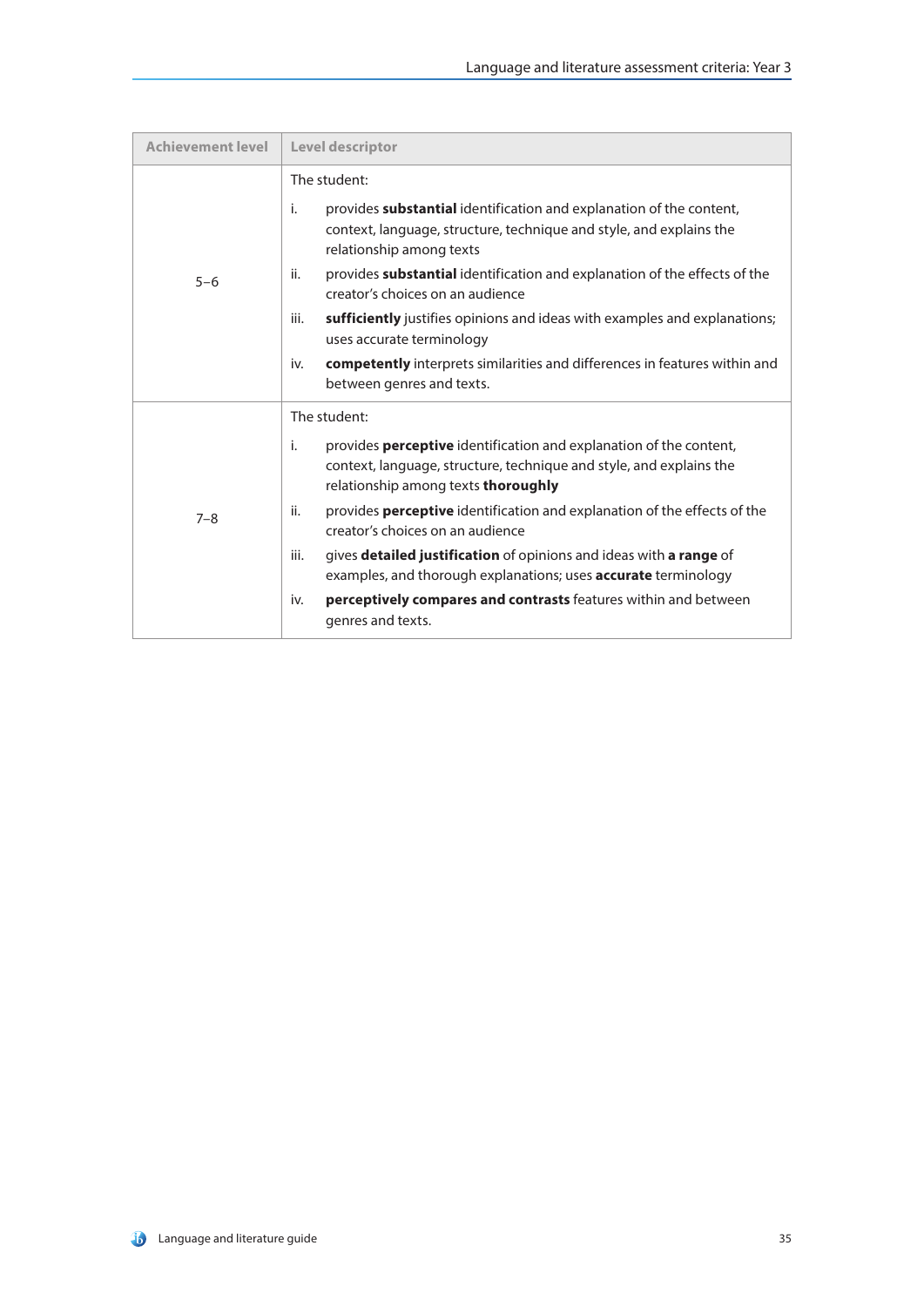| Achievement level | Level descriptor |
| --- | --- |
| 5–6 | The student:<br>i. provides **substantial** identification and explanation of the content, context, language, structure, technique and style, and explains the relationship among texts<br>ii. provides **substantial** identification and explanation of the effects of the creator's choices on an audience<br>iii. **sufficiently** justifies opinions and ideas with examples and explanations; uses accurate terminology<br>iv. **competently** interprets similarities and differences in features within and between genres and texts. |
| 7–8 | The student:<br>i. provides **perceptive** identification and explanation of the content, context, language, structure, technique and style, and explains the relationship among texts **thoroughly**<br>ii. provides **perceptive** identification and explanation of the effects of the creator's choices on an audience<br>iii. gives **detailed justification** of opinions and ideas with **a range** of examples, and thorough explanations; uses **accurate** terminology<br>iv. **perceptively compares and contrasts** features within and between genres and texts. |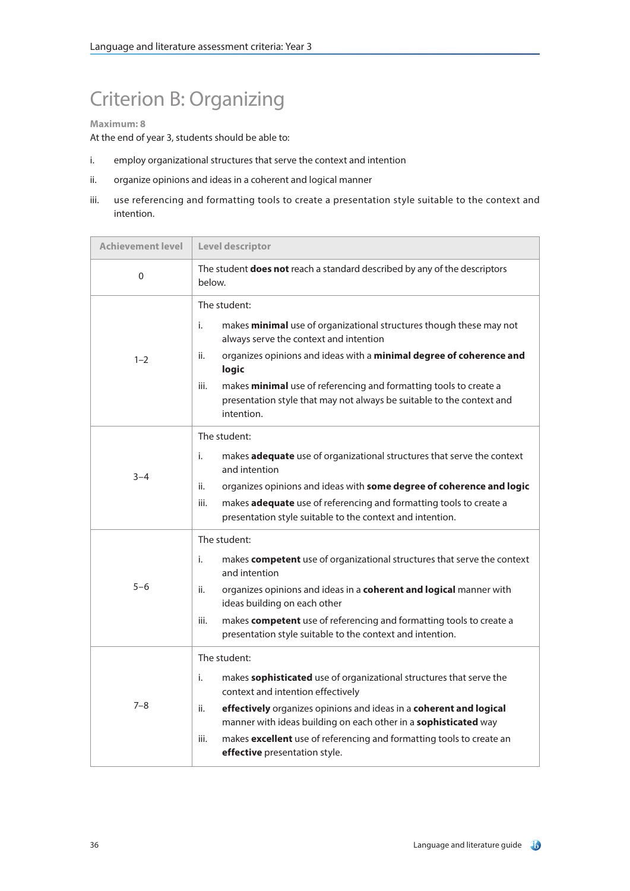# Criterion B: Organizing

**Maximum: 8**

At the end of year 3, students should be able to:

i. employ organizational structures that serve the context and intention

ii. organize opinions and ideas in a coherent and logical manner

iii. use referencing and formatting tools to create a presentation style suitable to the context and intention.

| Achievement level | Level descriptor |
|---|---|
| 0 | The student **does not** reach a standard described by any of the descriptors below. |
| 1–2 | The student:<br>i. makes **minimal** use of organizational structures though these may not always serve the context and intention<br>ii. organizes opinions and ideas with a **minimal degree of coherence and logic**<br>iii. makes **minimal** use of referencing and formatting tools to create a presentation style that may not always be suitable to the context and intention. |
| 3–4 | The student:<br>i. makes **adequate** use of organizational structures that serve the context and intention<br>ii. organizes opinions and ideas with **some degree of coherence and logic**<br>iii. makes **adequate** use of referencing and formatting tools to create a presentation style suitable to the context and intention. |
| 5–6 | The student:<br>i. makes **competent** use of organizational structures that serve the context and intention<br>ii. organizes opinions and ideas in a **coherent and logical** manner with ideas building on each other<br>iii. makes **competent** use of referencing and formatting tools to create a presentation style suitable to the context and intention. |
| 7–8 | The student:<br>i. makes **sophisticated** use of organizational structures that serve the context and intention effectively<br>ii. **effectively** organizes opinions and ideas in a **coherent and logical** manner with ideas building on each other in a **sophisticated** way<br>iii. makes **excellent** use of referencing and formatting tools to create an **effective** presentation style. |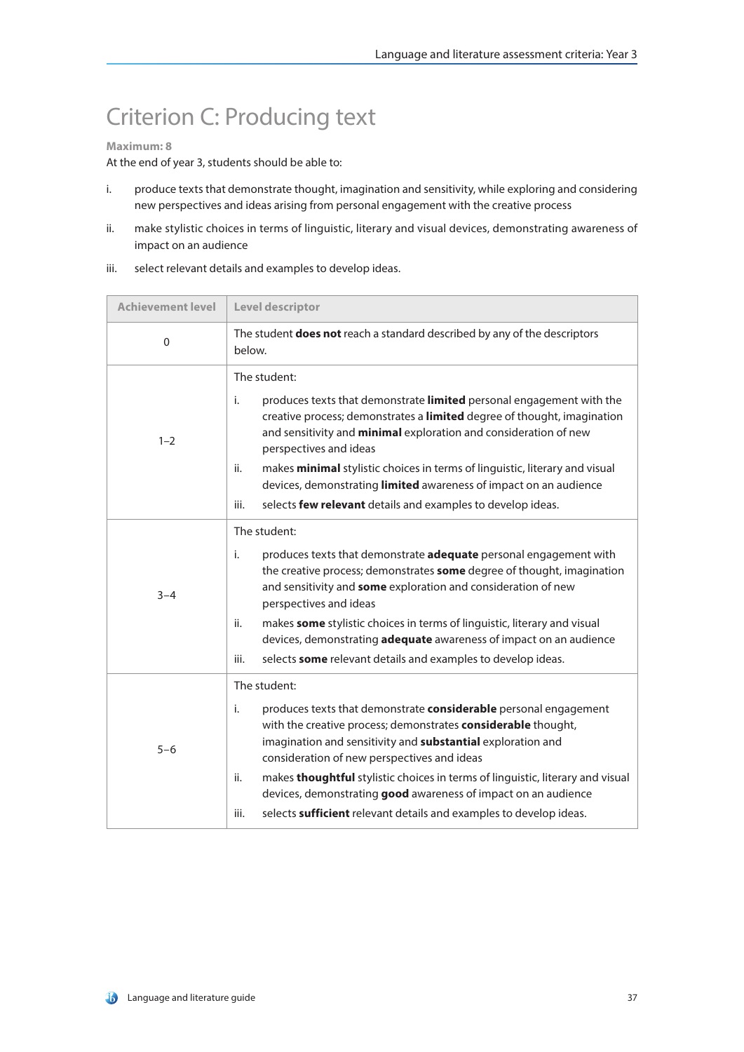# Criterion C: Producing text

**Maximum: 8**

At the end of year 3, students should be able to:

i. produce texts that demonstrate thought, imagination and sensitivity, while exploring and considering new perspectives and ideas arising from personal engagement with the creative process

ii. make stylistic choices in terms of linguistic, literary and visual devices, demonstrating awareness of impact on an audience

iii. select relevant details and examples to develop ideas.

| Achievement level | Level descriptor |
|---|---|
| 0 | The student **does not** reach a standard described by any of the descriptors below. |
| 1–2 | The student:<br>i. produces texts that demonstrate **limited** personal engagement with the creative process; demonstrates a **limited** degree of thought, imagination and sensitivity and **minimal** exploration and consideration of new perspectives and ideas<br>ii. makes **minimal** stylistic choices in terms of linguistic, literary and visual devices, demonstrating **limited** awareness of impact on an audience<br>iii. selects **few relevant** details and examples to develop ideas. |
| 3–4 | The student:<br>i. produces texts that demonstrate **adequate** personal engagement with the creative process; demonstrates **some** degree of thought, imagination and sensitivity and **some** exploration and consideration of new perspectives and ideas<br>ii. makes **some** stylistic choices in terms of linguistic, literary and visual devices, demonstrating **adequate** awareness of impact on an audience<br>iii. selects **some** relevant details and examples to develop ideas. |
| 5–6 | The student:<br>i. produces texts that demonstrate **considerable** personal engagement with the creative process; demonstrates **considerable** thought, imagination and sensitivity and **substantial** exploration and consideration of new perspectives and ideas<br>ii. makes **thoughtful** stylistic choices in terms of linguistic, literary and visual devices, demonstrating **good** awareness of impact on an audience<br>iii. selects **sufficient** relevant details and examples to develop ideas. |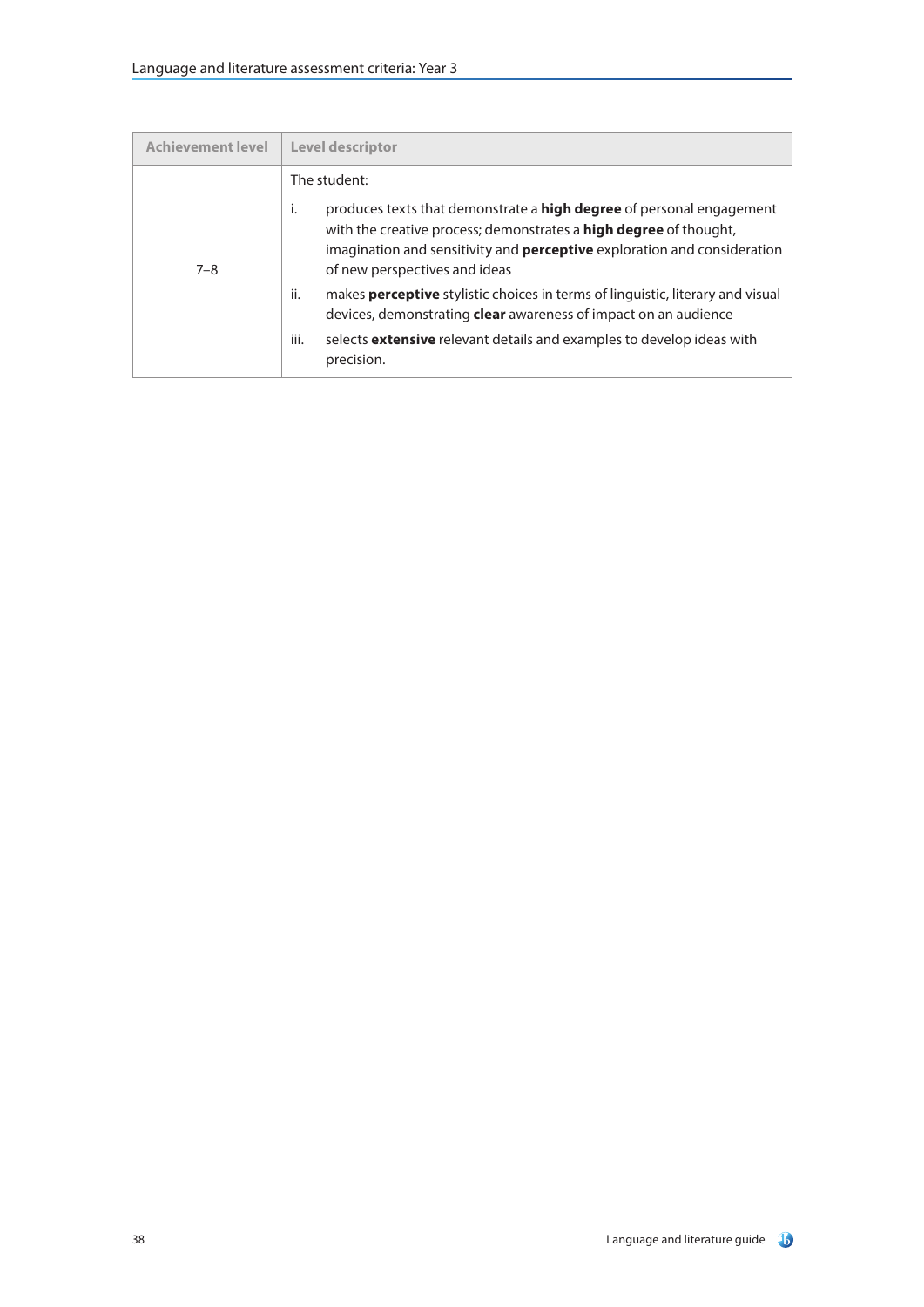| Achievement level | Level descriptor |
|---|---|
| 7–8 | The student:<br>i. produces texts that demonstrate a **high degree** of personal engagement with the creative process; demonstrates a **high degree** of thought, imagination and sensitivity and **perceptive** exploration and consideration of new perspectives and ideas<br>ii. makes **perceptive** stylistic choices in terms of linguistic, literary and visual devices, demonstrating **clear** awareness of impact on an audience<br>iii. selects **extensive** relevant details and examples to develop ideas with precision. |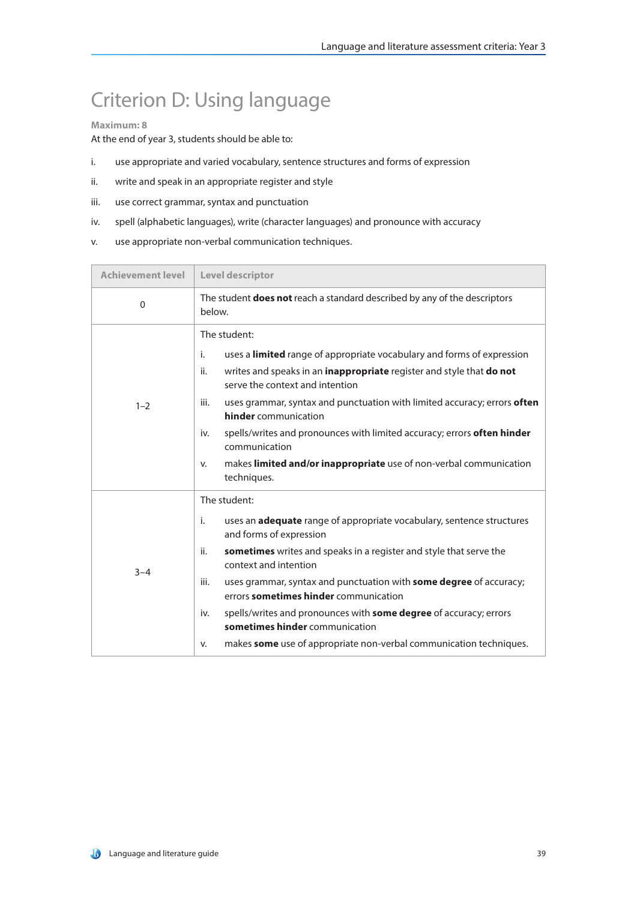# Criterion D: Using language

**Maximum: 8**

At the end of year 3, students should be able to:

i. use appropriate and varied vocabulary, sentence structures and forms of expression

ii. write and speak in an appropriate register and style

iii. use correct grammar, syntax and punctuation

iv. spell (alphabetic languages), write (character languages) and pronounce with accuracy

v. use appropriate non-verbal communication techniques.

| Achievement level | Level descriptor |
|---|---|
| 0 | The student **does not** reach a standard described by any of the descriptors below. |
| 1–2 | The student:<br>i. uses a **limited** range of appropriate vocabulary and forms of expression<br>ii. writes and speaks in an **inappropriate** register and style that **do not** serve the context and intention<br>iii. uses grammar, syntax and punctuation with limited accuracy; errors **often hinder** communication<br>iv. spells/writes and pronounces with limited accuracy; errors **often hinder** communication<br>v. makes **limited and/or inappropriate** use of non-verbal communication techniques. |
| 3–4 | The student:<br>i. uses an **adequate** range of appropriate vocabulary, sentence structures and forms of expression<br>ii. **sometimes** writes and speaks in a register and style that serve the context and intention<br>iii. uses grammar, syntax and punctuation with **some degree** of accuracy; errors **sometimes hinder** communication<br>iv. spells/writes and pronounces with **some degree** of accuracy; errors **sometimes hinder** communication<br>v. makes **some** use of appropriate non-verbal communication techniques. |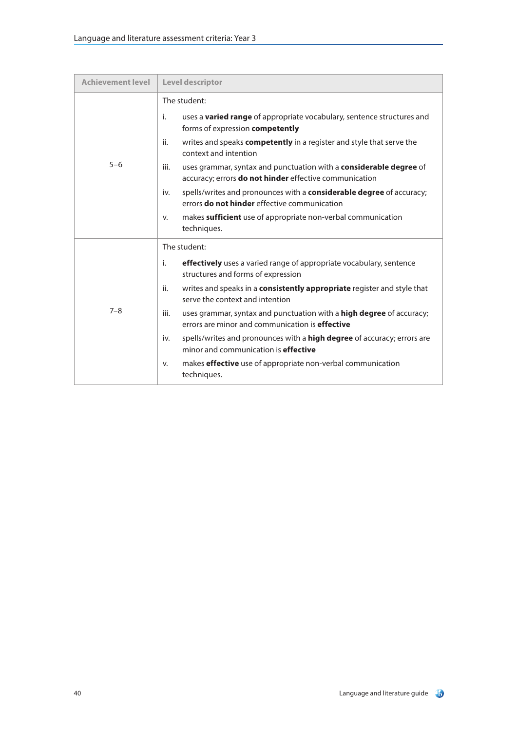| Achievement level | Level descriptor |
|---|---|
| 5–6 | The student:<br>i. uses a **varied range** of appropriate vocabulary, sentence structures and forms of expression **competently**<br>ii. writes and speaks **competently** in a register and style that serve the context and intention<br>iii. uses grammar, syntax and punctuation with a **considerable degree** of accuracy; errors **do not hinder** effective communication<br>iv. spells/writes and pronounces with a **considerable degree** of accuracy; errors **do not hinder** effective communication<br>v. makes **sufficient** use of appropriate non-verbal communication techniques. |
| 7–8 | The student:<br>i. **effectively** uses a varied range of appropriate vocabulary, sentence structures and forms of expression<br>ii. writes and speaks in a **consistently appropriate** register and style that serve the context and intention<br>iii. uses grammar, syntax and punctuation with a **high degree** of accuracy; errors are minor and communication is **effective**<br>iv. spells/writes and pronounces with a **high degree** of accuracy; errors are minor and communication is **effective**<br>v. makes **effective** use of appropriate non-verbal communication techniques. |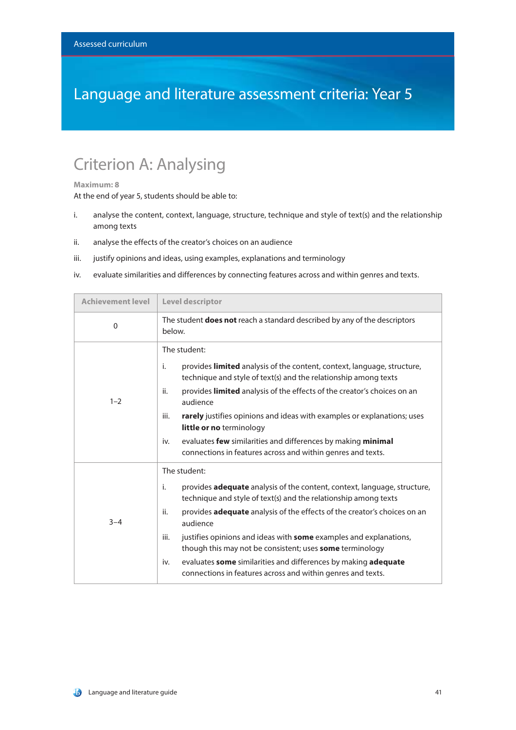# Language and literature assessment criteria: Year 5

## Criterion A: Analysing

**Maximum: 8**

At the end of year 5, students should be able to:

i. analyse the content, context, language, structure, technique and style of text(s) and the relationship among texts

ii. analyse the effects of the creator's choices on an audience

iii. justify opinions and ideas, using examples, explanations and terminology

iv. evaluate similarities and differences by connecting features across and within genres and texts.

| Achievement level | Level descriptor |
|---|---|
| 0 | The student **does not** reach a standard described by any of the descriptors below. |
| 1–2 | The student:<br>i. provides **limited** analysis of the content, context, language, structure, technique and style of text(s) and the relationship among texts<br>ii. provides **limited** analysis of the effects of the creator's choices on an audience<br>iii. **rarely** justifies opinions and ideas with examples or explanations; uses **little or no** terminology<br>iv. evaluates **few** similarities and differences by making **minimal** connections in features across and within genres and texts. |
| 3–4 | The student:<br>i. provides **adequate** analysis of the content, context, language, structure, technique and style of text(s) and the relationship among texts<br>ii. provides **adequate** analysis of the effects of the creator's choices on an audience<br>iii. justifies opinions and ideas with **some** examples and explanations, though this may not be consistent; uses **some** terminology<br>iv. evaluates **some** similarities and differences by making **adequate** connections in features across and within genres and texts. |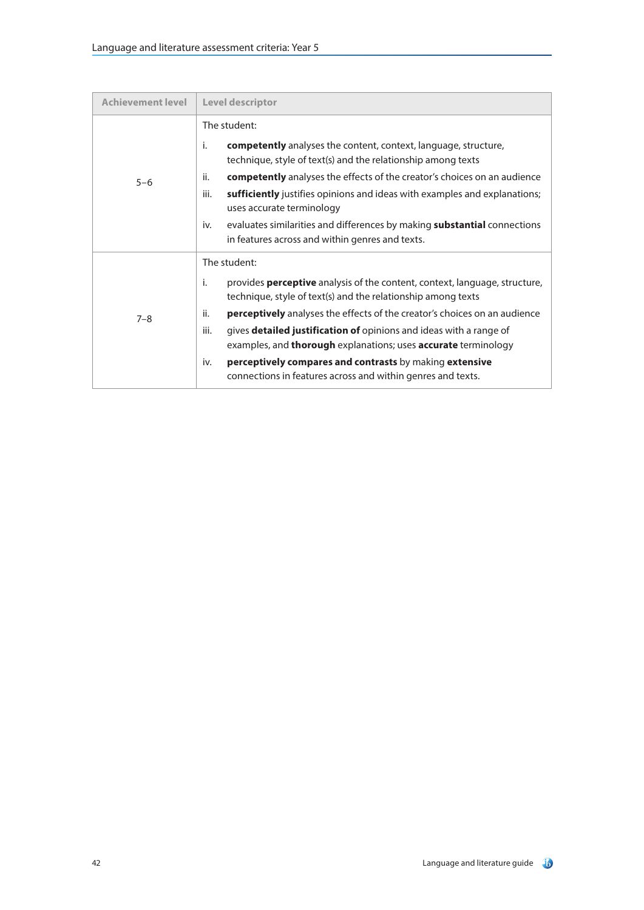| Achievement level | Level descriptor |
|---|---|
| 5–6 | The student:<br>i. **competently** analyses the content, context, language, structure, technique, style of text(s) and the relationship among texts<br>ii. **competently** analyses the effects of the creator's choices on an audience<br>iii. **sufficiently** justifies opinions and ideas with examples and explanations; uses accurate terminology<br>iv. evaluates similarities and differences by making **substantial** connections in features across and within genres and texts. |
| 7–8 | The student:<br>i. provides **perceptive** analysis of the content, context, language, structure, technique, style of text(s) and the relationship among texts<br>ii. **perceptively** analyses the effects of the creator's choices on an audience<br>iii. gives **detailed justification of** opinions and ideas with a range of examples, and **thorough** explanations; uses **accurate** terminology<br>iv. **perceptively compares and contrasts** by making **extensive** connections in features across and within genres and texts. |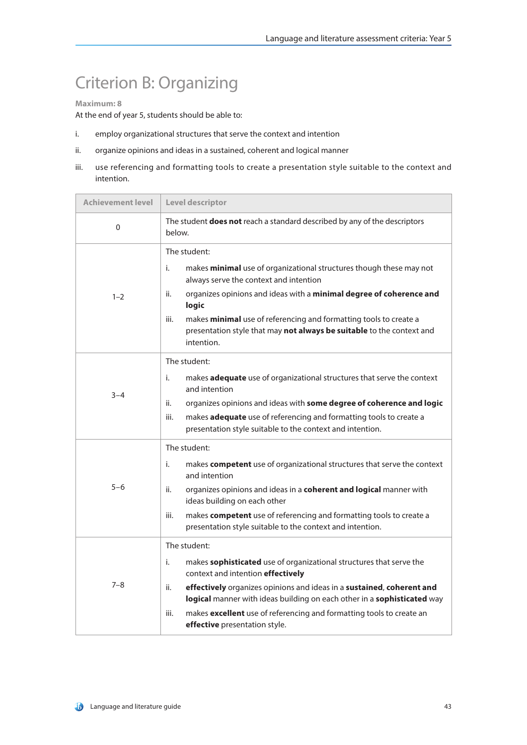# Criterion B: Organizing

**Maximum: 8**

At the end of year 5, students should be able to:

i. employ organizational structures that serve the context and intention

ii. organize opinions and ideas in a sustained, coherent and logical manner

iii. use referencing and formatting tools to create a presentation style suitable to the context and intention.

| Achievement level | Level descriptor |
|---|---|
| 0 | The student **does not** reach a standard described by any of the descriptors below. |
| 1–2 | The student:<br>i. makes **minimal** use of organizational structures though these may not always serve the context and intention<br>ii. organizes opinions and ideas with a **minimal degree of coherence and logic**<br>iii. makes **minimal** use of referencing and formatting tools to create a presentation style that may **not always be suitable** to the context and intention. |
| 3–4 | The student:<br>i. makes **adequate** use of organizational structures that serve the context and intention<br>ii. organizes opinions and ideas with **some degree of coherence and logic**<br>iii. makes **adequate** use of referencing and formatting tools to create a presentation style suitable to the context and intention. |
| 5–6 | The student:<br>i. makes **competent** use of organizational structures that serve the context and intention<br>ii. organizes opinions and ideas in a **coherent and logical** manner with ideas building on each other<br>iii. makes **competent** use of referencing and formatting tools to create a presentation style suitable to the context and intention. |
| 7–8 | The student:<br>i. makes **sophisticated** use of organizational structures that serve the context and intention **effectively**<br>ii. **effectively** organizes opinions and ideas in a **sustained**, **coherent and logical** manner with ideas building on each other in a **sophisticated** way<br>iii. makes **excellent** use of referencing and formatting tools to create an **effective** presentation style. |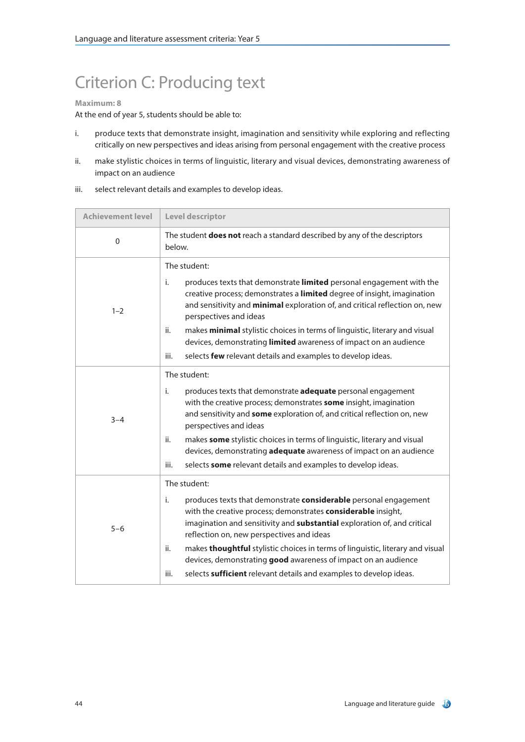# Criterion C: Producing text

**Maximum: 8**

At the end of year 5, students should be able to:

i. produce texts that demonstrate insight, imagination and sensitivity while exploring and reflecting critically on new perspectives and ideas arising from personal engagement with the creative process

ii. make stylistic choices in terms of linguistic, literary and visual devices, demonstrating awareness of impact on an audience

iii. select relevant details and examples to develop ideas.

| Achievement level | Level descriptor |
|---|---|
| 0 | The student **does not** reach a standard described by any of the descriptors below. |
| 1–2 | The student:<br>i. produces texts that demonstrate **limited** personal engagement with the creative process; demonstrates a **limited** degree of insight, imagination and sensitivity and **minimal** exploration of, and critical reflection on, new perspectives and ideas<br>ii. makes **minimal** stylistic choices in terms of linguistic, literary and visual devices, demonstrating **limited** awareness of impact on an audience<br>iii. selects **few** relevant details and examples to develop ideas. |
| 3–4 | The student:<br>i. produces texts that demonstrate **adequate** personal engagement with the creative process; demonstrates **some** insight, imagination and sensitivity and **some** exploration of, and critical reflection on, new perspectives and ideas<br>ii. makes **some** stylistic choices in terms of linguistic, literary and visual devices, demonstrating **adequate** awareness of impact on an audience<br>iii. selects **some** relevant details and examples to develop ideas. |
| 5–6 | The student:<br>i. produces texts that demonstrate **considerable** personal engagement with the creative process; demonstrates **considerable** insight, imagination and sensitivity and **substantial** exploration of, and critical reflection on, new perspectives and ideas<br>ii. makes **thoughtful** stylistic choices in terms of linguistic, literary and visual devices, demonstrating **good** awareness of impact on an audience<br>iii. selects **sufficient** relevant details and examples to develop ideas. |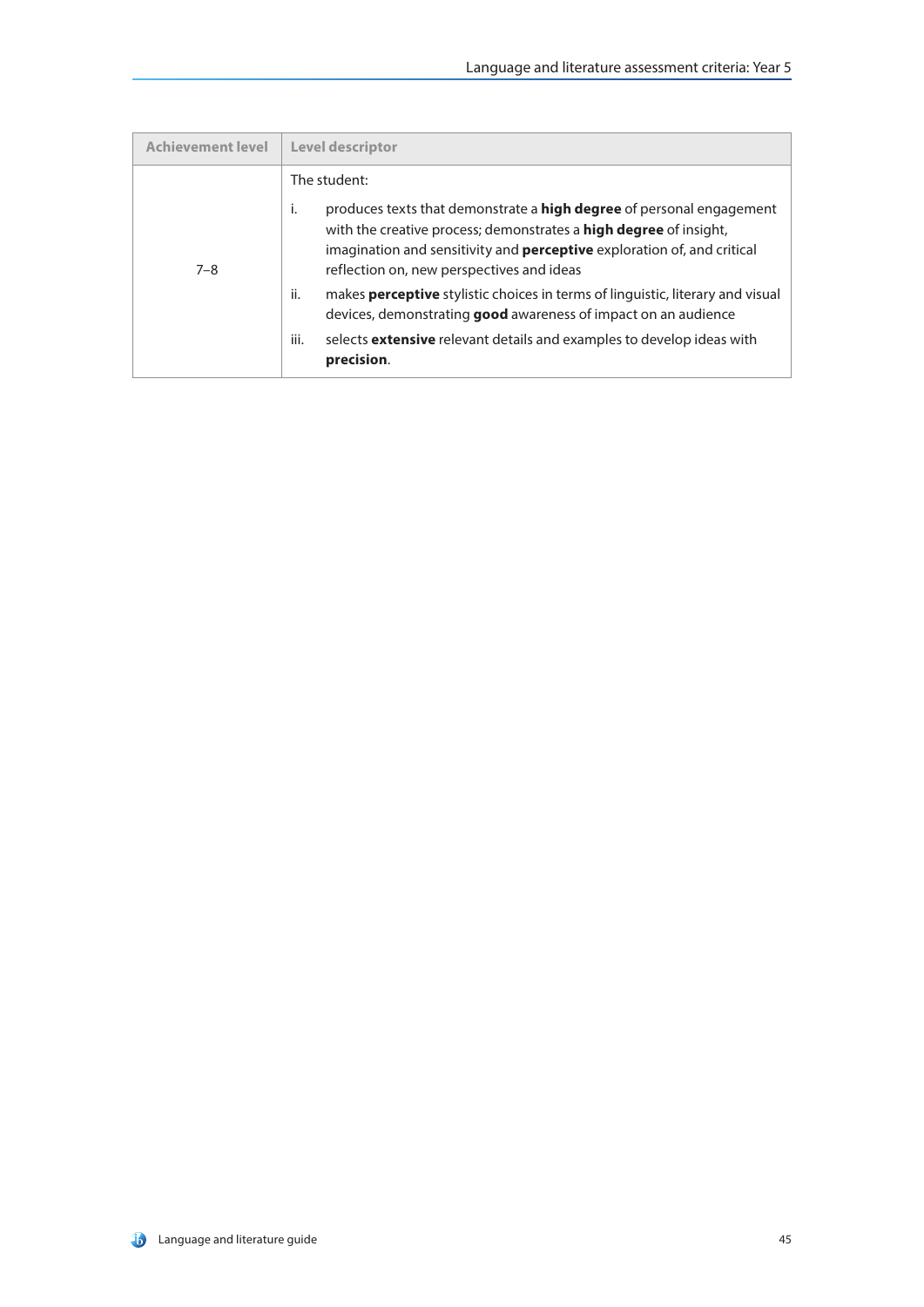| Achievement level | Level descriptor |
| --- | --- |
| 7–8 | The student:<br>i. produces texts that demonstrate a **high degree** of personal engagement with the creative process; demonstrates a **high degree** of insight, imagination and sensitivity and **perceptive** exploration of, and critical reflection on, new perspectives and ideas<br>ii. makes **perceptive** stylistic choices in terms of linguistic, literary and visual devices, demonstrating **good** awareness of impact on an audience<br>iii. selects **extensive** relevant details and examples to develop ideas with **precision**. |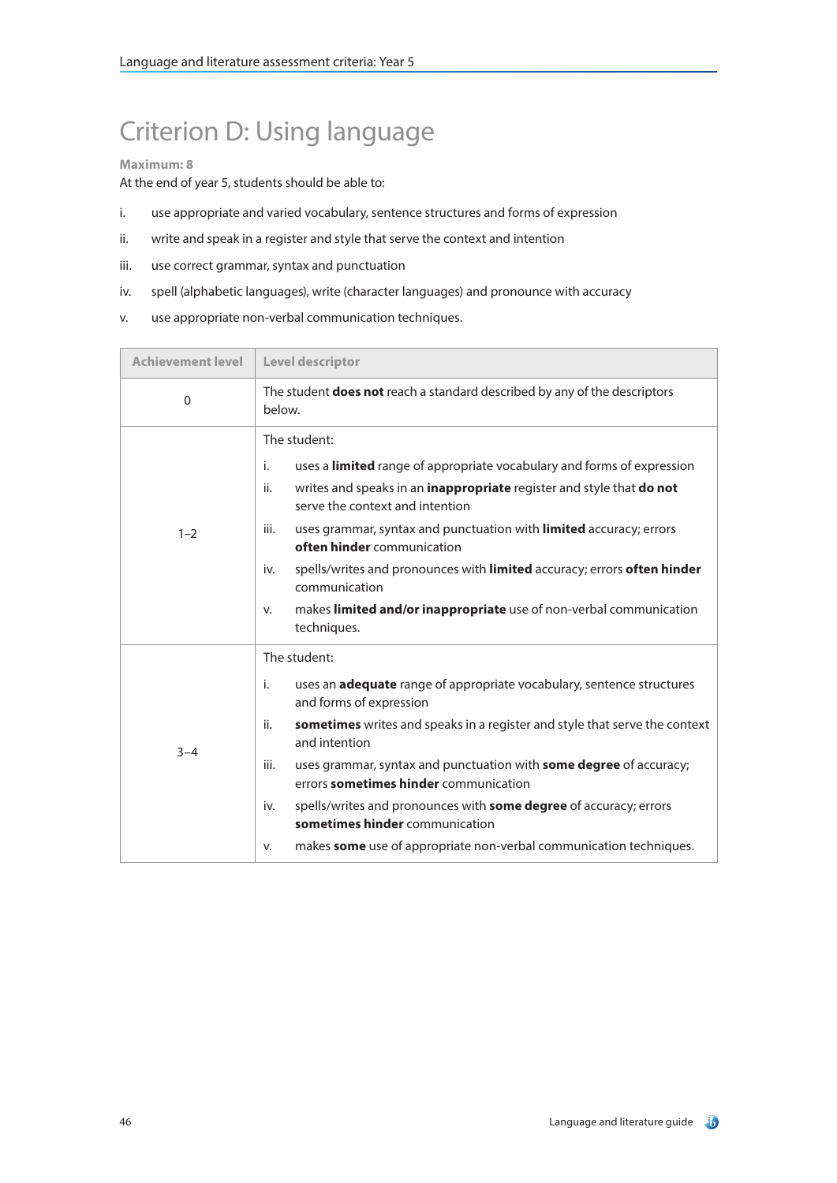# Criterion D: Using language

**Maximum: 8**

At the end of year 5, students should be able to:

i. use appropriate and varied vocabulary, sentence structures and forms of expression

ii. write and speak in a register and style that serve the context and intention

iii. use correct grammar, syntax and punctuation

iv. spell (alphabetic languages), write (character languages) and pronounce with accuracy

v. use appropriate non-verbal communication techniques.

| Achievement level | Level descriptor |
|---|---|
| 0 | The student **does not** reach a standard described by any of the descriptors below. |
| 1–2 | The student:<br>i. uses a **limited** range of appropriate vocabulary and forms of expression<br>ii. writes and speaks in an **inappropriate** register and style that **do not** serve the context and intention<br>iii. uses grammar, syntax and punctuation with **limited** accuracy; errors **often hinder** communication<br>iv. spells/writes and pronounces with **limited** accuracy; errors **often hinder** communication<br>v. makes **limited and/or inappropriate** use of non-verbal communication techniques. |
| 3–4 | The student:<br>i. uses an **adequate** range of appropriate vocabulary, sentence structures and forms of expression<br>ii. **sometimes** writes and speaks in a register and style that serve the context and intention<br>iii. uses grammar, syntax and punctuation with **some degree** of accuracy; errors **sometimes hinder** communication<br>iv. spells/writes and pronounces with **some degree** of accuracy; errors **sometimes hinder** communication<br>v. makes **some** use of appropriate non-verbal communication techniques. |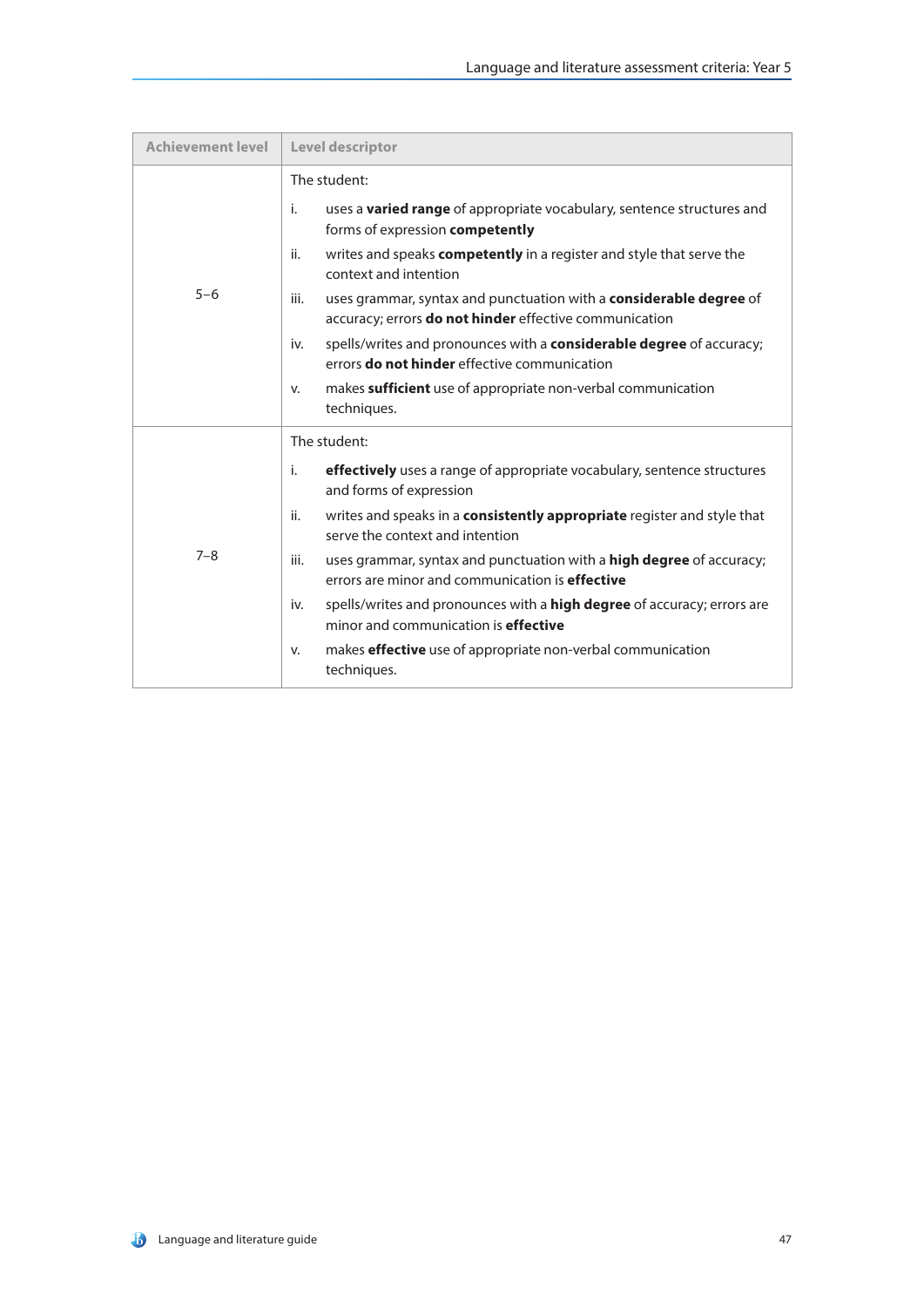| Achievement level | Level descriptor |
|---|---|
| 5–6 | The student:<br>i. uses a **varied range** of appropriate vocabulary, sentence structures and forms of expression **competently**<br>ii. writes and speaks **competently** in a register and style that serve the context and intention<br>iii. uses grammar, syntax and punctuation with a **considerable degree** of accuracy; errors **do not hinder** effective communication<br>iv. spells/writes and pronounces with a **considerable degree** of accuracy; errors **do not hinder** effective communication<br>v. makes **sufficient** use of appropriate non-verbal communication techniques. |
| 7–8 | The student:<br>i. **effectively** uses a range of appropriate vocabulary, sentence structures and forms of expression<br>ii. writes and speaks in a **consistently appropriate** register and style that serve the context and intention<br>iii. uses grammar, syntax and punctuation with a **high degree** of accuracy; errors are minor and communication is **effective**<br>iv. spells/writes and pronounces with a **high degree** of accuracy; errors are minor and communication is **effective**<br>v. makes **effective** use of appropriate non-verbal communication techniques. |